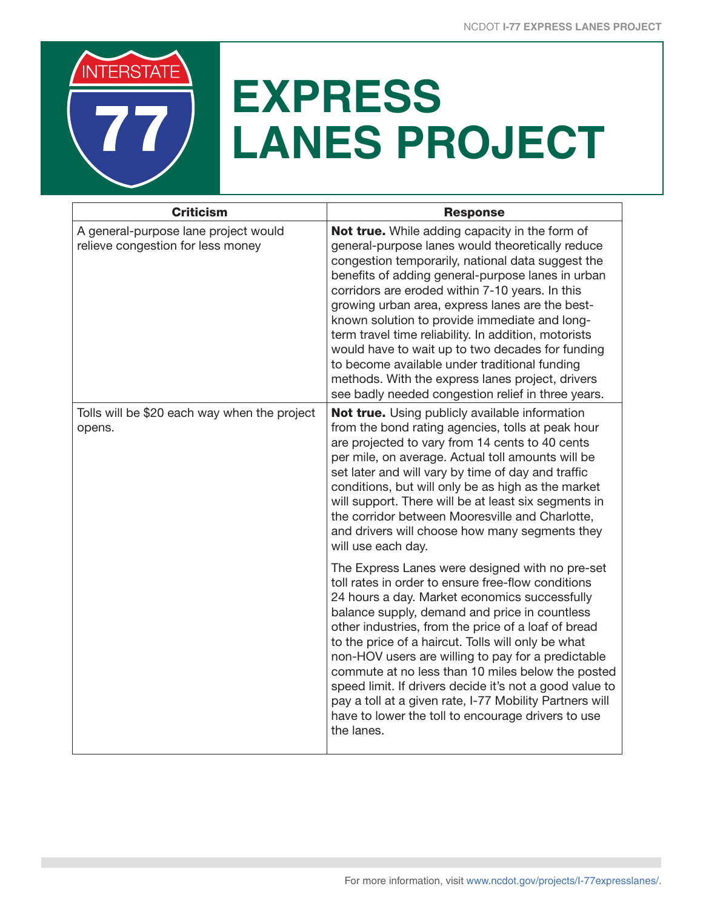# EXPRESS LANES PROJECT

| Criticism | Response |
| --- | --- |
| A general-purpose lane project would relieve congestion for less money | **Not true.** While adding capacity in the form of general-purpose lanes would theoretically reduce congestion temporarily, national data suggest the benefits of adding general-purpose lanes in urban corridors are eroded within 7-10 years. In this growing urban area, express lanes are the best-known solution to provide immediate and long-term travel time reliability. In addition, motorists would have to wait up to two decades for funding to become available under traditional funding methods. With the express lanes project, drivers see badly needed congestion relief in three years. |
| Tolls will be $20 each way when the project opens. | **Not true.** Using publicly available information from the bond rating agencies, tolls at peak hour are projected to vary from 14 cents to 40 cents per mile, on average. Actual toll amounts will be set later and will vary by time of day and traffic conditions, but will only be as high as the market will support. There will be at least six segments in the corridor between Mooresville and Charlotte, and drivers will choose how many segments they will use each day.<br><br>The Express Lanes were designed with no pre-set toll rates in order to ensure free-flow conditions 24 hours a day. Market economics successfully balance supply, demand and price in countless other industries, from the price of a loaf of bread to the price of a haircut. Tolls will only be what non-HOV users are willing to pay for a predictable commute at no less than 10 miles below the posted speed limit. If drivers decide it's not a good value to pay a toll at a given rate, I-77 Mobility Partners will have to lower the toll to encourage drivers to use the lanes. |

For more information, visit www.ncdot.gov/projects/I-77expresslanes/.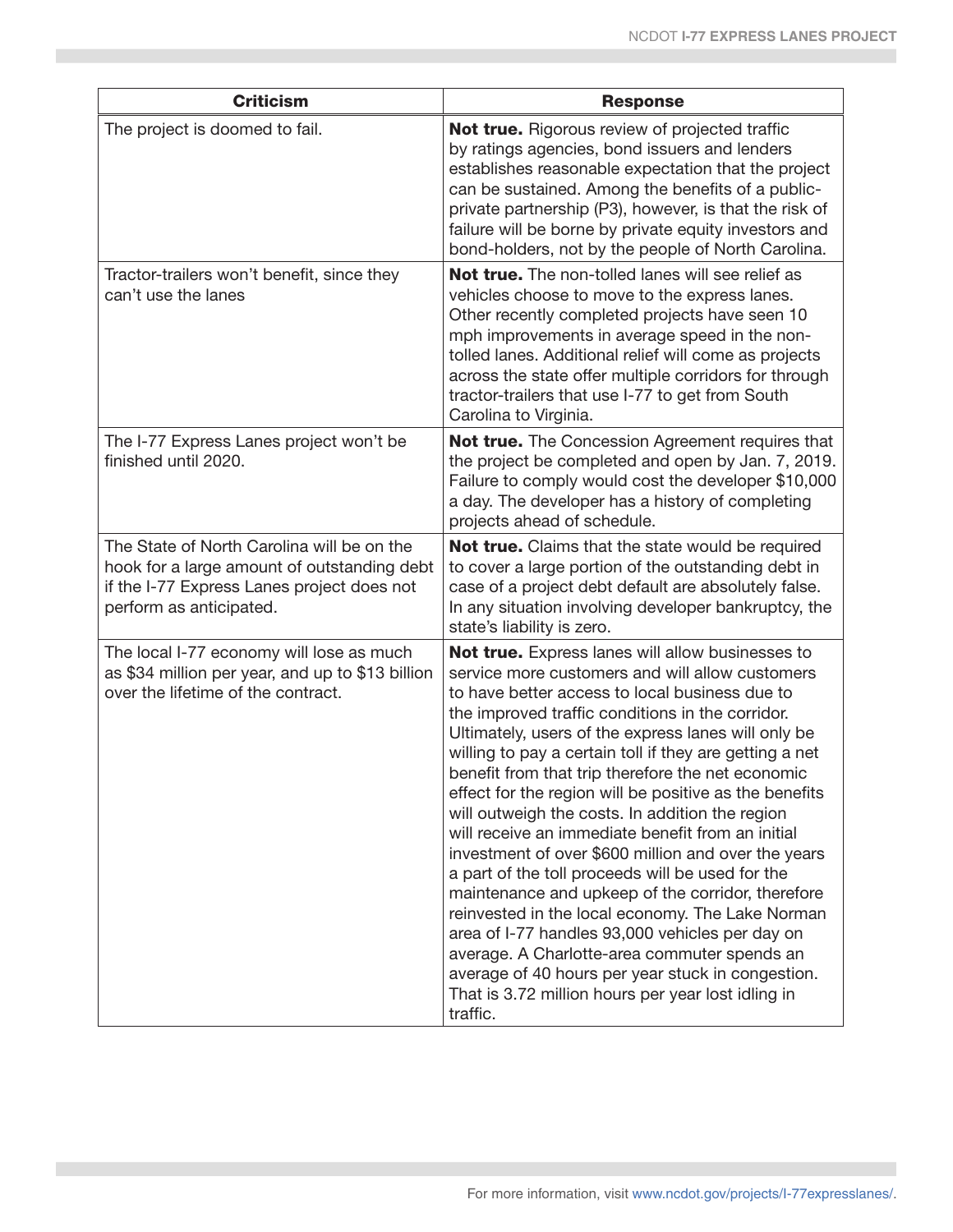| Criticism | Response |
| --- | --- |
| The project is doomed to fail. | **Not true.** Rigorous review of projected traffic by ratings agencies, bond issuers and lenders establishes reasonable expectation that the project can be sustained. Among the benefits of a public-private partnership (P3), however, is that the risk of failure will be borne by private equity investors and bond-holders, not by the people of North Carolina. |
| Tractor-trailers won't benefit, since they can't use the lanes | **Not true.** The non-tolled lanes will see relief as vehicles choose to move to the express lanes. Other recently completed projects have seen 10 mph improvements in average speed in the non-tolled lanes. Additional relief will come as projects across the state offer multiple corridors for through tractor-trailers that use I-77 to get from South Carolina to Virginia. |
| The I-77 Express Lanes project won't be finished until 2020. | **Not true.** The Concession Agreement requires that the project be completed and open by Jan. 7, 2019. Failure to comply would cost the developer $10,000 a day. The developer has a history of completing projects ahead of schedule. |
| The State of North Carolina will be on the hook for a large amount of outstanding debt if the I-77 Express Lanes project does not perform as anticipated. | **Not true.** Claims that the state would be required to cover a large portion of the outstanding debt in case of a project debt default are absolutely false. In any situation involving developer bankruptcy, the state's liability is zero. |
| The local I-77 economy will lose as much as $34 million per year, and up to $13 billion over the lifetime of the contract. | **Not true.** Express lanes will allow businesses to service more customers and will allow customers to have better access to local business due to the improved traffic conditions in the corridor. Ultimately, users of the express lanes will only be willing to pay a certain toll if they are getting a net benefit from that trip therefore the net economic effect for the region will be positive as the benefits will outweigh the costs. In addition the region will receive an immediate benefit from an initial investment of over $600 million and over the years a part of the toll proceeds will be used for the maintenance and upkeep of the corridor, therefore reinvested in the local economy. The Lake Norman area of I-77 handles 93,000 vehicles per day on average. A Charlotte-area commuter spends an average of 40 hours per year stuck in congestion. That is 3.72 million hours per year lost idling in traffic. |

For more information, visit www.ncdot.gov/projects/I-77expresslanes/.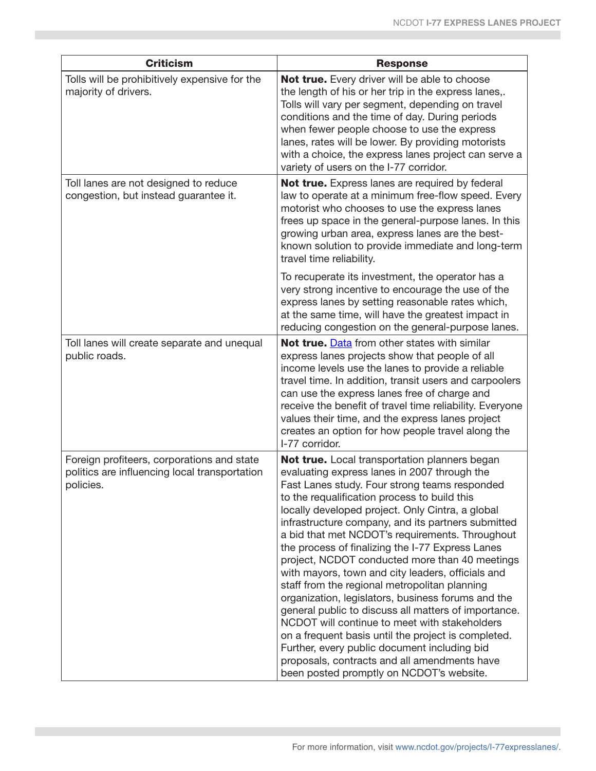| Criticism | Response |
|---|---|
| Tolls will be prohibitively expensive for the majority of drivers. | **Not true.** Every driver will be able to choose the length of his or her trip in the express lanes,. Tolls will vary per segment, depending on travel conditions and the time of day. During periods when fewer people choose to use the express lanes, rates will be lower. By providing motorists with a choice, the express lanes project can serve a variety of users on the I-77 corridor. |
| Toll lanes are not designed to reduce congestion, but instead guarantee it. | **Not true.** Express lanes are required by federal law to operate at a minimum free-flow speed. Every motorist who chooses to use the express lanes frees up space in the general-purpose lanes. In this growing urban area, express lanes are the best-known solution to provide immediate and long-term travel time reliability.<br><br>To recuperate its investment, the operator has a very strong incentive to encourage the use of the express lanes by setting reasonable rates which, at the same time, will have the greatest impact in reducing congestion on the general-purpose lanes. |
| Toll lanes will create separate and unequal public roads. | **Not true.** Data from other states with similar express lanes projects show that people of all income levels use the lanes to provide a reliable travel time. In addition, transit users and carpoolers can use the express lanes free of charge and receive the benefit of travel time reliability. Everyone values their time, and the express lanes project creates an option for how people travel along the I-77 corridor. |
| Foreign profiteers, corporations and state politics are influencing local transportation policies. | **Not true.** Local transportation planners began evaluating express lanes in 2007 through the Fast Lanes study. Four strong teams responded to the requalification process to build this locally developed project. Only Cintra, a global infrastructure company, and its partners submitted a bid that met NCDOT's requirements. Throughout the process of finalizing the I-77 Express Lanes project, NCDOT conducted more than 40 meetings with mayors, town and city leaders, officials and staff from the regional metropolitan planning organization, legislators, business forums and the general public to discuss all matters of importance. NCDOT will continue to meet with stakeholders on a frequent basis until the project is completed. Further, every public document including bid proposals, contracts and all amendments have been posted promptly on NCDOT's website. |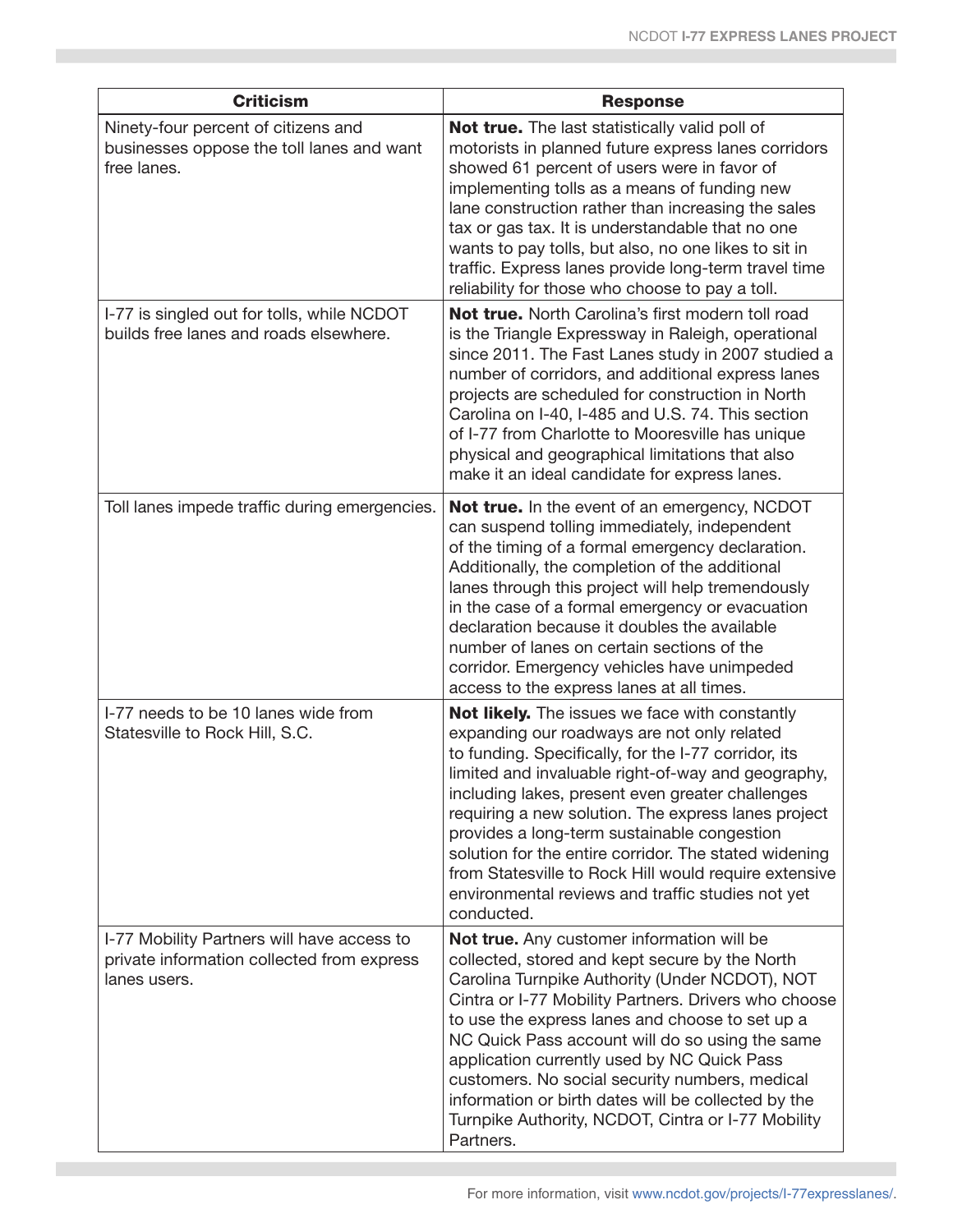| Criticism | Response |
|---|---|
| Ninety-four percent of citizens and businesses oppose the toll lanes and want free lanes. | **Not true.** The last statistically valid poll of motorists in planned future express lanes corridors showed 61 percent of users were in favor of implementing tolls as a means of funding new lane construction rather than increasing the sales tax or gas tax. It is understandable that no one wants to pay tolls, but also, no one likes to sit in traffic. Express lanes provide long-term travel time reliability for those who choose to pay a toll. |
| I-77 is singled out for tolls, while NCDOT builds free lanes and roads elsewhere. | **Not true.** North Carolina's first modern toll road is the Triangle Expressway in Raleigh, operational since 2011. The Fast Lanes study in 2007 studied a number of corridors, and additional express lanes projects are scheduled for construction in North Carolina on I-40, I-485 and U.S. 74. This section of I-77 from Charlotte to Mooresville has unique physical and geographical limitations that also make it an ideal candidate for express lanes. |
| Toll lanes impede traffic during emergencies. | **Not true.** In the event of an emergency, NCDOT can suspend tolling immediately, independent of the timing of a formal emergency declaration. Additionally, the completion of the additional lanes through this project will help tremendously in the case of a formal emergency or evacuation declaration because it doubles the available number of lanes on certain sections of the corridor. Emergency vehicles have unimpeded access to the express lanes at all times. |
| I-77 needs to be 10 lanes wide from Statesville to Rock Hill, S.C. | **Not likely.** The issues we face with constantly expanding our roadways are not only related to funding. Specifically, for the I-77 corridor, its limited and invaluable right-of-way and geography, including lakes, present even greater challenges requiring a new solution. The express lanes project provides a long-term sustainable congestion solution for the entire corridor. The stated widening from Statesville to Rock Hill would require extensive environmental reviews and traffic studies not yet conducted. |
| I-77 Mobility Partners will have access to private information collected from express lanes users. | **Not true.** Any customer information will be collected, stored and kept secure by the North Carolina Turnpike Authority (Under NCDOT), NOT Cintra or I-77 Mobility Partners. Drivers who choose to use the express lanes and choose to set up a NC Quick Pass account will do so using the same application currently used by NC Quick Pass customers. No social security numbers, medical information or birth dates will be collected by the Turnpike Authority, NCDOT, Cintra or I-77 Mobility Partners. |

For more information, visit www.ncdot.gov/projects/I-77expresslanes/.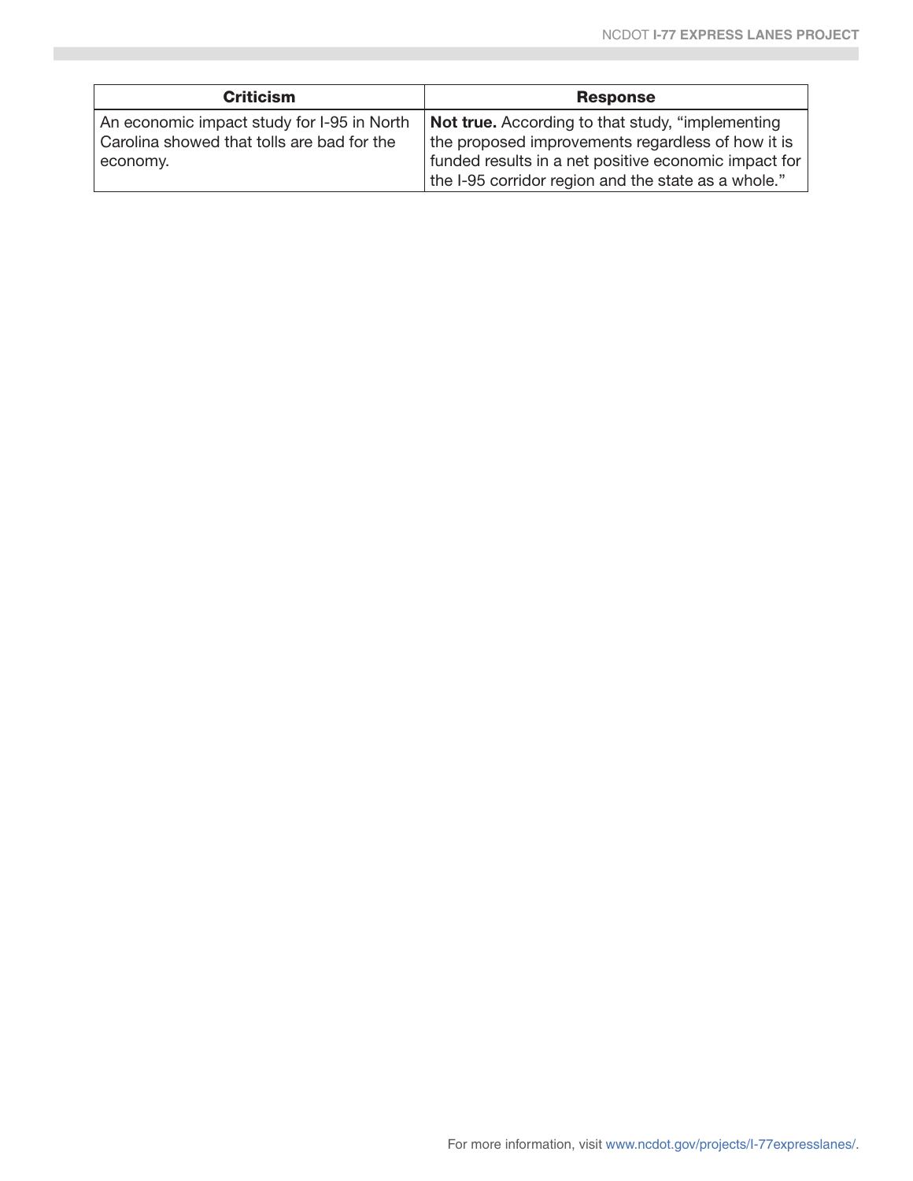| Criticism | Response |
|---|---|
| An economic impact study for I-95 in North Carolina showed that tolls are bad for the economy. | **Not true.** According to that study, "implementing the proposed improvements regardless of how it is funded results in a net positive economic impact for the I-95 corridor region and the state as a whole." |

For more information, visit www.ncdot.gov/projects/I-77expresslanes/.